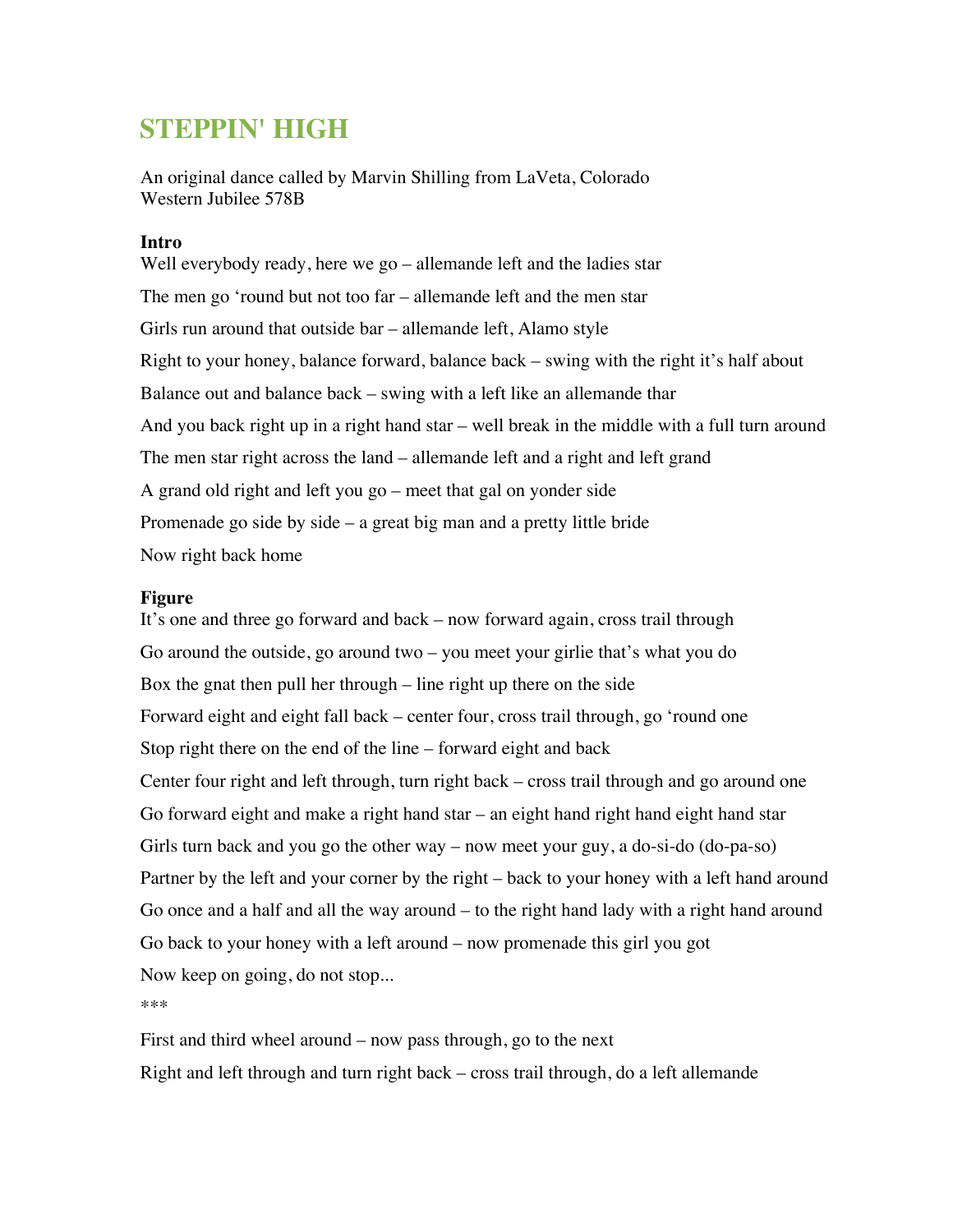# STEPPIN' HIGH

An original dance called by Marvin Shilling from LaVeta, Colorado
Western Jubilee 578B

**Intro**

Well everybody ready, here we go – allemande left and the ladies star

The men go 'round but not too far – allemande left and the men star

Girls run around that outside bar – allemande left, Alamo style

Right to your honey, balance forward, balance back – swing with the right it's half about

Balance out and balance back – swing with a left like an allemande thar

And you back right up in a right hand star – well break in the middle with a full turn around

The men star right across the land – allemande left and a right and left grand

A grand old right and left you go – meet that gal on yonder side

Promenade go side by side – a great big man and a pretty little bride

Now right back home

**Figure**

It's one and three go forward and back – now forward again, cross trail through

Go around the outside, go around two – you meet your girlie that's what you do

Box the gnat then pull her through – line right up there on the side

Forward eight and eight fall back – center four, cross trail through, go 'round one

Stop right there on the end of the line – forward eight and back

Center four right and left through, turn right back – cross trail through and go around one

Go forward eight and make a right hand star – an eight hand right hand eight hand star

Girls turn back and you go the other way – now meet your guy, a do-si-do (do-pa-so)

Partner by the left and your corner by the right – back to your honey with a left hand around

Go once and a half and all the way around – to the right hand lady with a right hand around

Go back to your honey with a left around – now promenade this girl you got

Now keep on going, do not stop...

***

First and third wheel around – now pass through, go to the next

Right and left through and turn right back – cross trail through, do a left allemande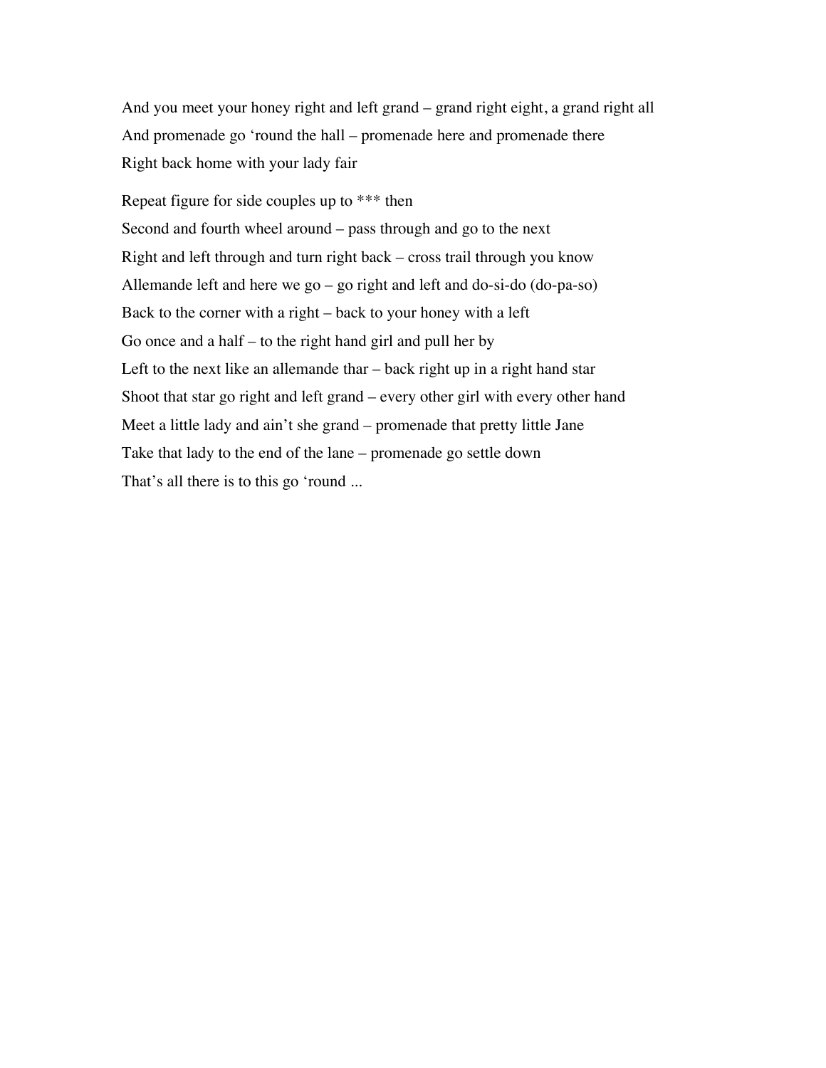And you meet your honey right and left grand – grand right eight, a grand right all

And promenade go 'round the hall – promenade here and promenade there

Right back home with your lady fair

Repeat figure for side couples up to *** then

Second and fourth wheel around – pass through and go to the next

Right and left through and turn right back – cross trail through you know

Allemande left and here we go – go right and left and do-si-do (do-pa-so)

Back to the corner with a right – back to your honey with a left

Go once and a half – to the right hand girl and pull her by

Left to the next like an allemande thar – back right up in a right hand star

Shoot that star go right and left grand – every other girl with every other hand

Meet a little lady and ain't she grand – promenade that pretty little Jane

Take that lady to the end of the lane – promenade go settle down

That's all there is to this go 'round ...